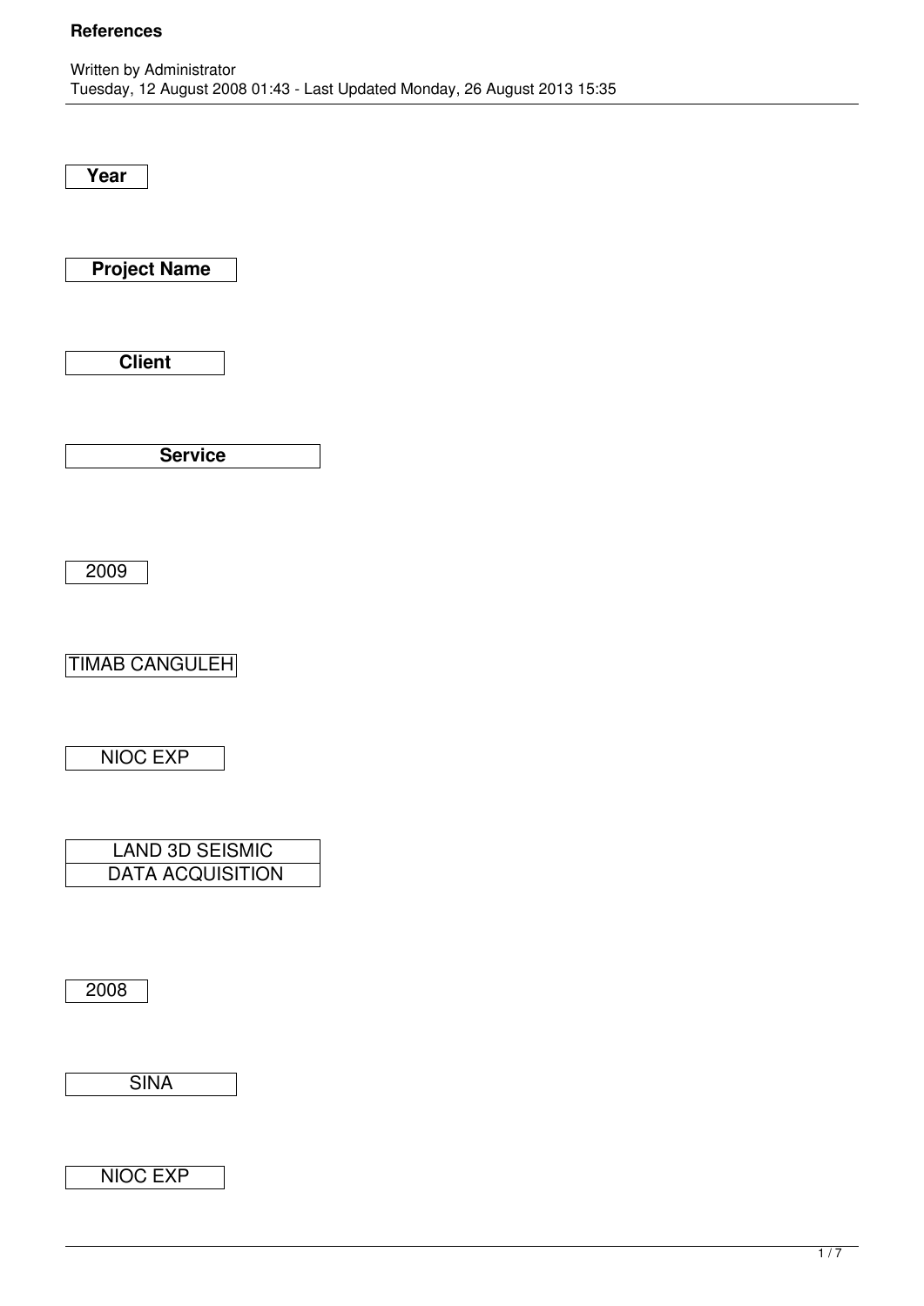# References

Written by Administrator
Tuesday, 12 August 2008 01:43 - Last Updated Monday, 26 August 2013 15:35

| Year | Project Name | Client | Service |
|---|---|---|---|
| 2009 | TIMAB CANGULEH | NIOC EXP | LAND 3D SEISMIC DATA ACQUISITION |
| 2008 | SINA | NIOC EXP | |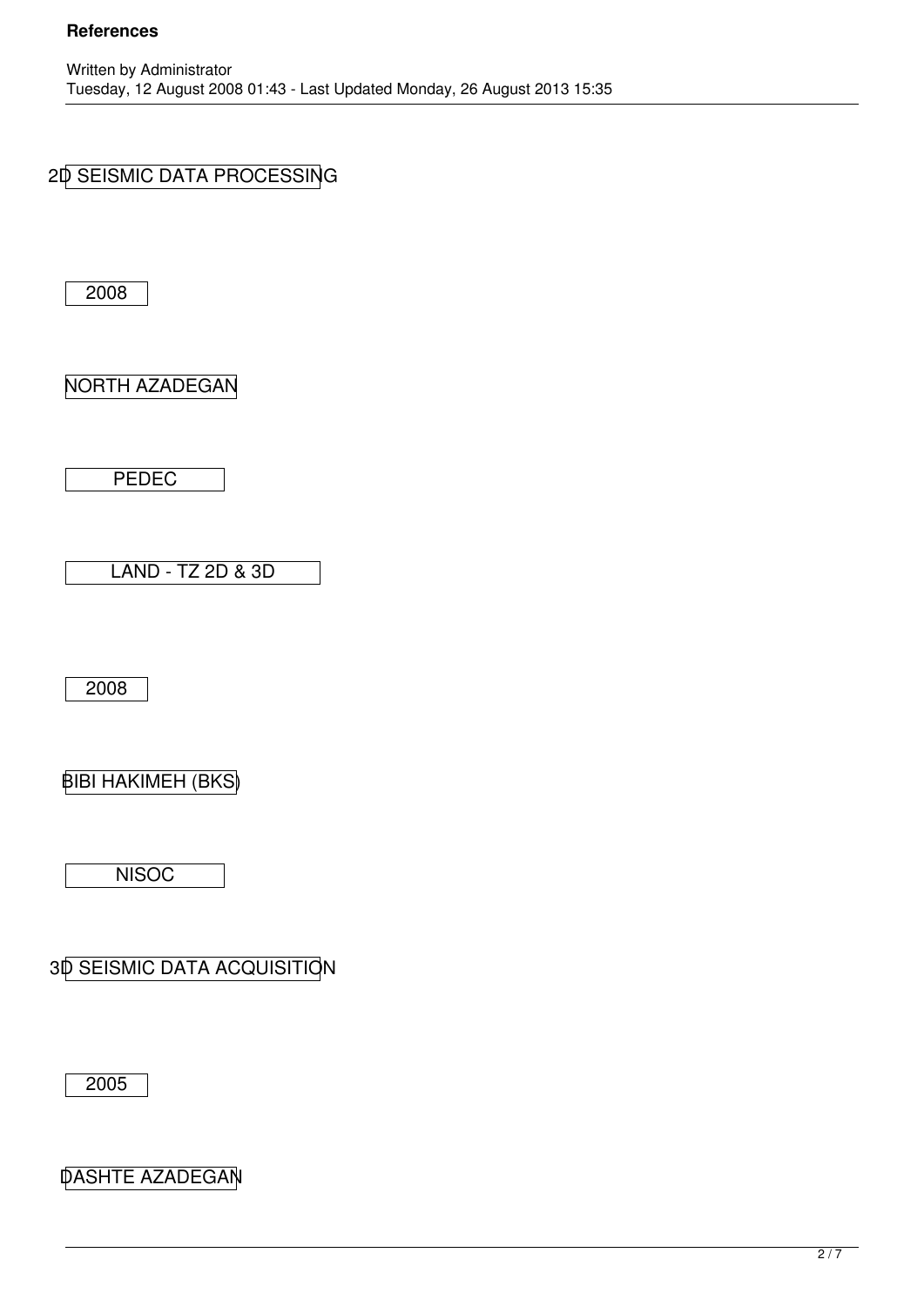2D SEISMIC DATA PROCESSING

2008

NORTH AZADEGAN

PEDEC

LAND - TZ 2D & 3D

2008

BIBI HAKIMEH (BKS)

NISOC

3D SEISMIC DATA ACQUISITION

2005

DASHTE AZADEGAN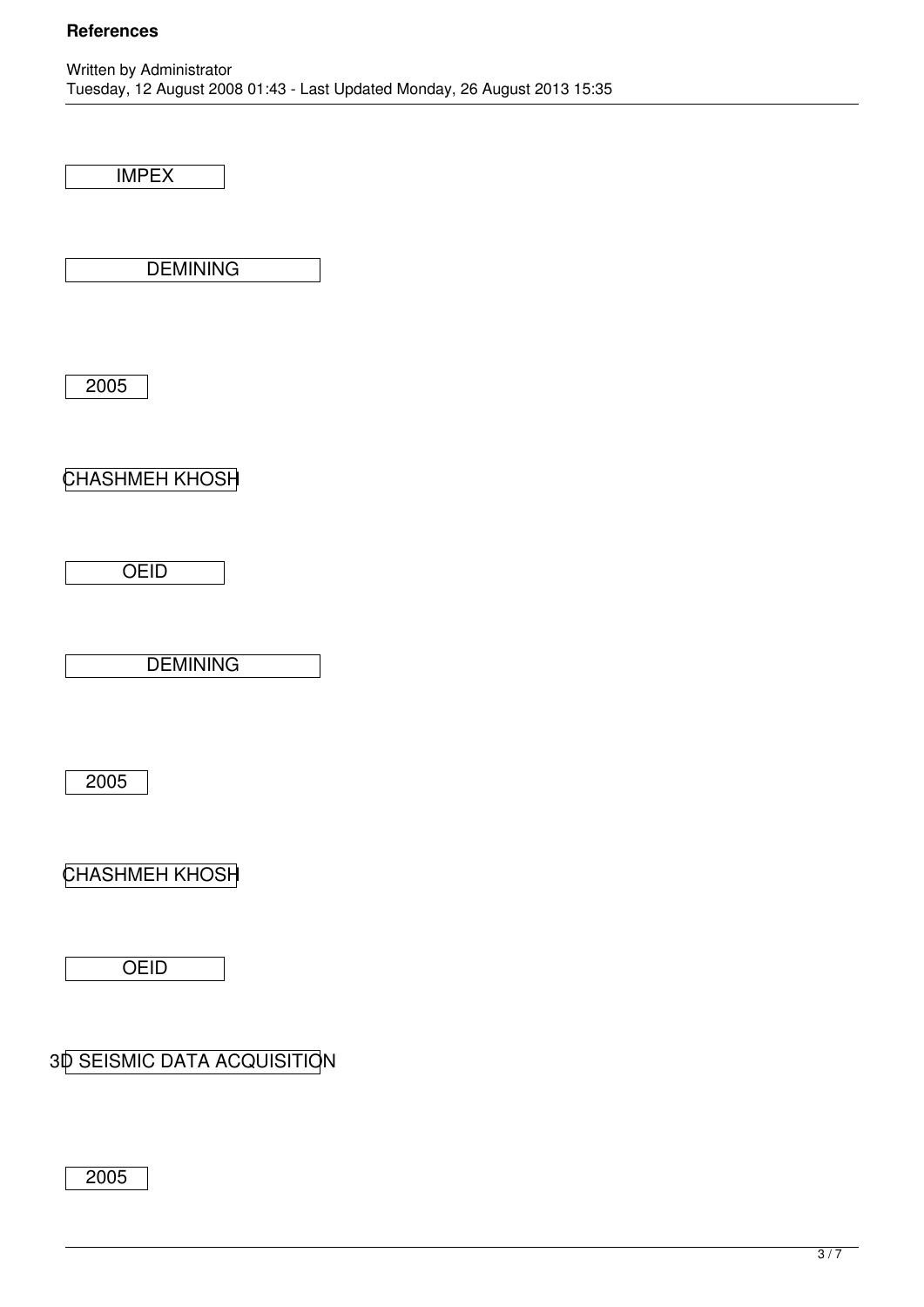IMPEX

DEMINING

2005

CHASHMEH KHOSH

OEID

DEMINING

2005

CHASHMEH KHOSH

OEID

3D SEISMIC DATA ACQUISITION

2005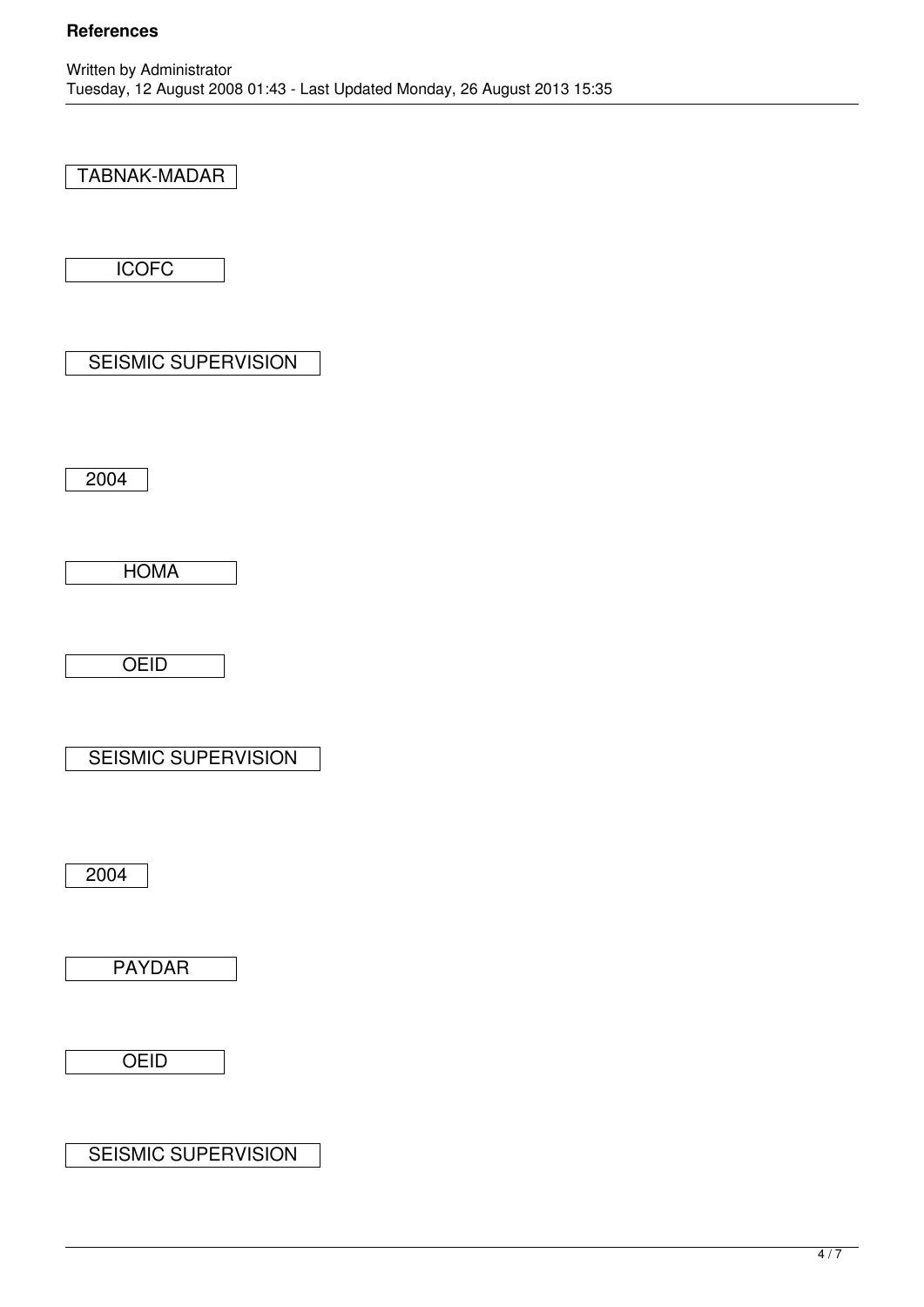TABNAK-MADAR

ICOFC

SEISMIC SUPERVISION

2004

HOMA

OEID

SEISMIC SUPERVISION

2004

PAYDAR

OEID

SEISMIC SUPERVISION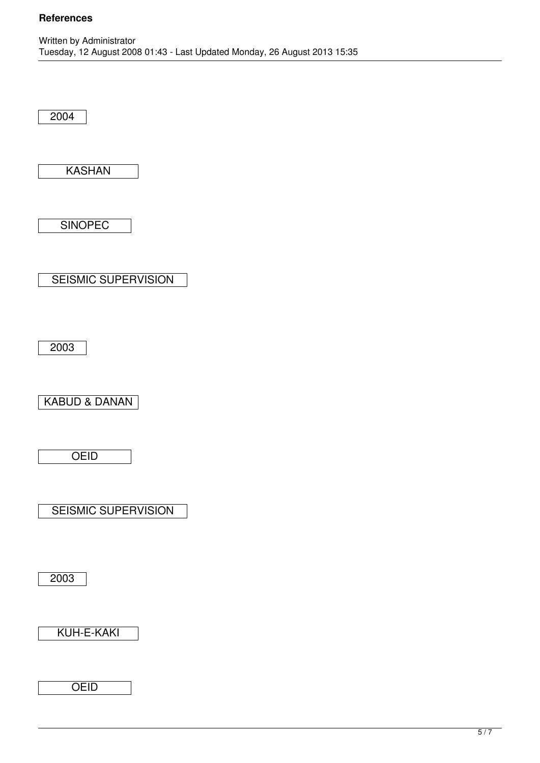2004

KASHAN

SINOPEC

SEISMIC SUPERVISION

2003

KABUD & DANAN

OEID

SEISMIC SUPERVISION

2003

KUH-E-KAKI

OEID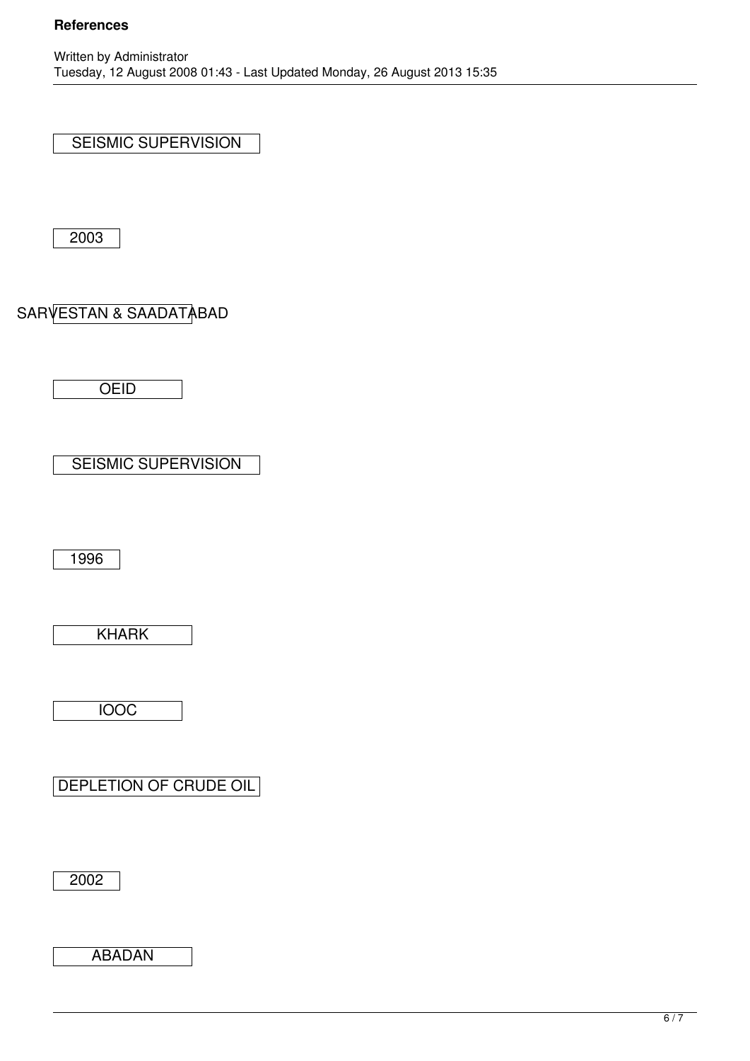SEISMIC SUPERVISION

2003

SARVESTAN & SAADATABAD

OEID

SEISMIC SUPERVISION

1996

KHARK

IOOC

DEPLETION OF CRUDE OIL

2002

ABADAN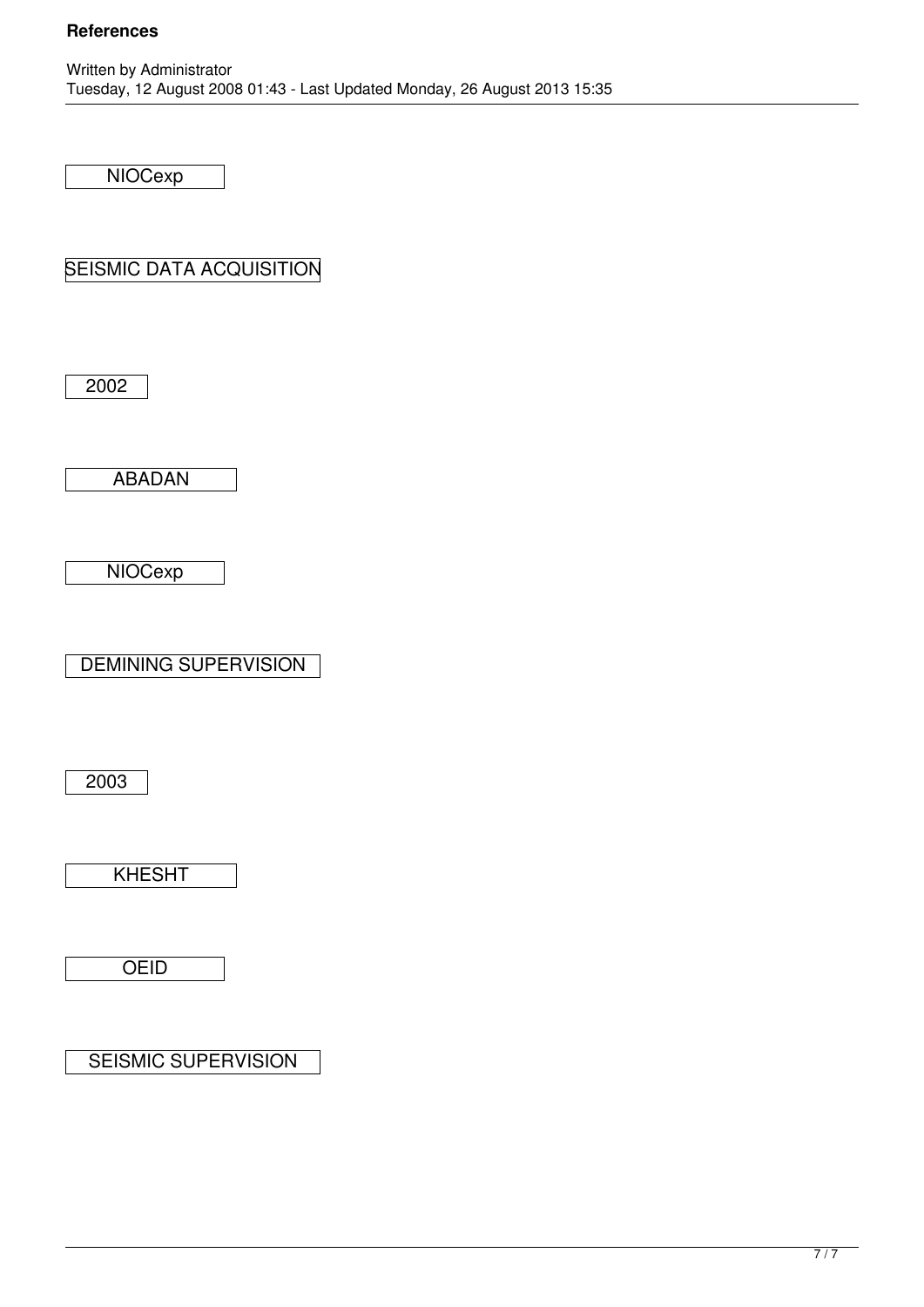NIOCexp

SEISMIC DATA ACQUISITION

2002

ABADAN

NIOCexp

DEMINING SUPERVISION

2003

KHESHT

OEID

SEISMIC SUPERVISION